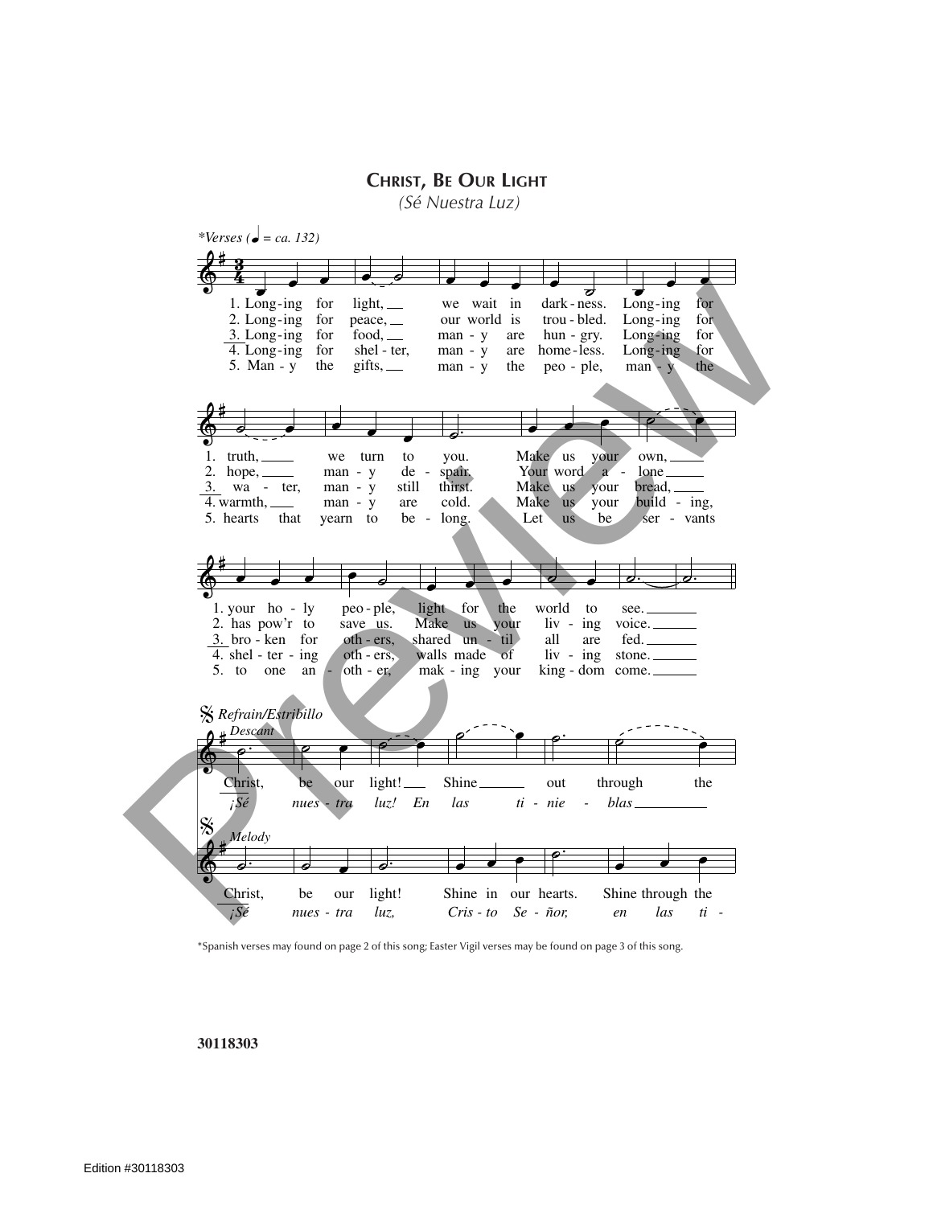# CHRIST, BE OUR LIGHT

*(Sé Nuestra Luz)*

*Verses (♩ = ca. 132)

1. Long-ing for light, we wait in dark-ness. Long-ing for truth, we turn to you. Make us your own, your ho-ly peo-ple, light for the world to see.
2. Long-ing for peace, our world is trou-bled. Long-ing for hope, man-y de-spair. Your word a-lone has pow'r to save us. Make us your liv-ing voice.
3. Long-ing for food, man-y are hun-gry. Long-ing for wa-ter, man-y still thirst. Make us your bread, bro-ken for oth-ers, shared un-til all are fed.
4. Long-ing for shel-ter, man-y are home-less. Long-ing for warmth, man-y are cold. Make us your build-ing, shel-ter-ing oth-ers, walls made of liv-ing stone.
5. Man-y the gifts, man-y the peo-ple, man-y the hearts that yearn to be-long. Let us be ser-vants to one an-oth-er, mak-ing your king-dom come.

*Refrain/Estribillo*

*Descant*

Christ, be our light! Shine out through the

*¡Sé nues-tra luz! En las ti-nie-blas*

*Melody*

Christ, be our light! Shine in our hearts. Shine through the

*¡Sé nues-tra luz, Cris-to Se-ñor, en las ti-*

*Spanish verses may found on page 2 of this song; Easter Vigil verses may be found on page 3 of this song.

30118303

Edition #30118303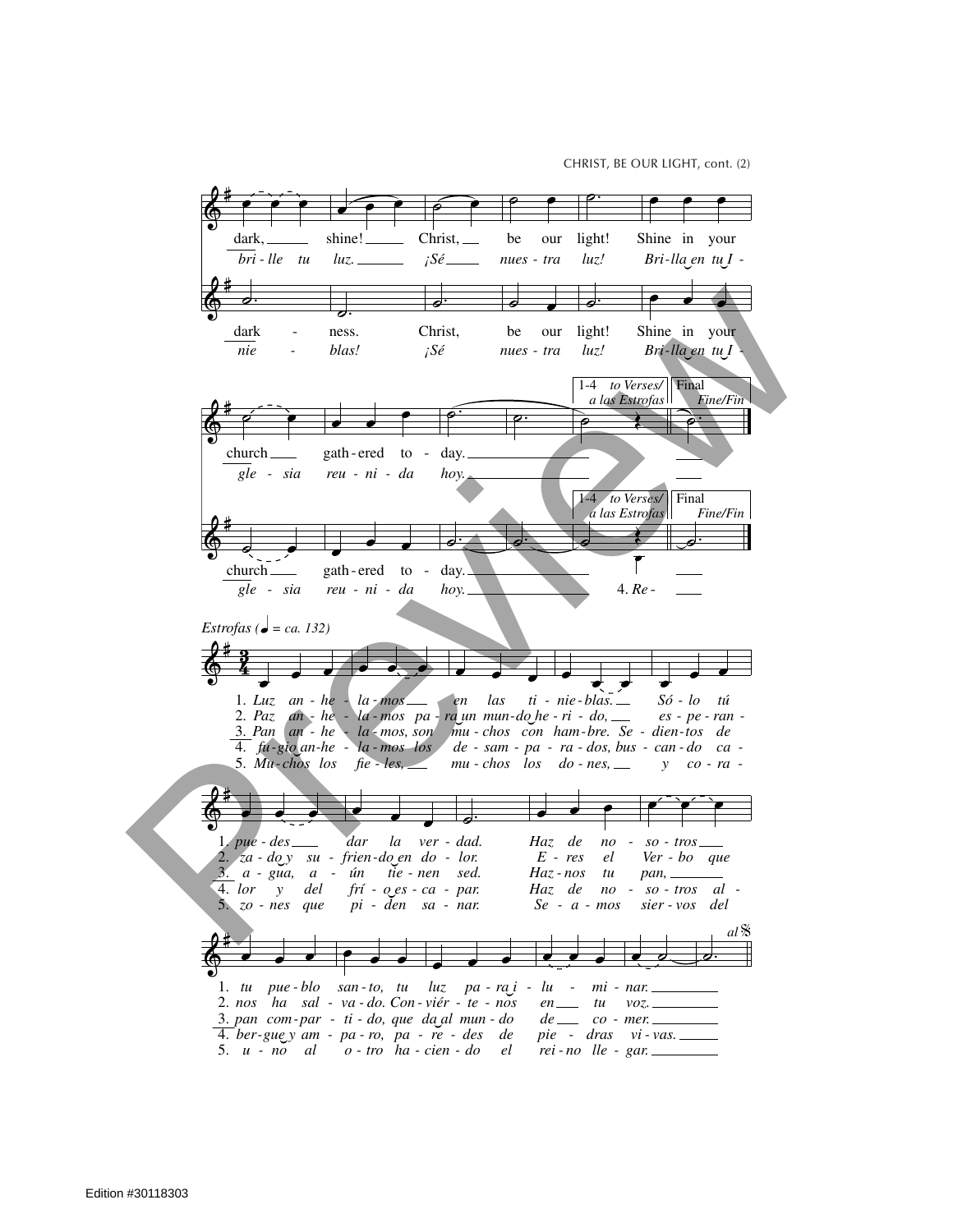dark, shine! Christ, be our light! Shine in your

*bri - lle tu luz. ¡Sé nues - tra luz! Bri-lla en tu I -*

dark - ness. Christ, be our light! Shine in your

*nie - blas! ¡Sé nues - tra luz! Bri-lla en tu I -*

1-4 *to Verses/ a las Estrofas* | Final *Fine/Fin*

church gath-ered to - day.

*gle - sia reu - ni - da hoy.*

church gath-ered to - day.

*gle - sia reu - ni - da hoy.* 4. *Re -*

*Estrofas* (♩ = ca. 132)

1. *Luz an - he - la - mos en las ti - nie - blas. Só - lo tú*
2. *Paz an - he - la - mos pa - ra un mun - do he - ri - do, es - pe - ran -*
3. *Pan an - he - la - mos, son mu - chos con ham - bre. Se - dien - tos de*
4. *fu - gio an - he - la - mos los de - sam - pa - ra - dos, bus - can - do ca -*
5. *Mu - chos los fie - les, mu - chos los do - nes, y co - ra -*

1. *pue - des dar la ver - dad. Haz de no - so - tros*
2. *za - do y su - frien - do en do - lor. E - res el Ver - bo que*
3. *a - gua, a - ún tie - nen sed. Haz - nos tu pan,*
4. *lor y del frí - o es - ca - par. Haz de no - so - tros al -*
5. *zo - nes que pi - den sa - nar. Se - a - mos sier - vos del*

*al* 𝄋

1. *tu pue - blo san - to, tu luz pa - ra i - lu - mi - nar.*
2. *nos ha sal - va - do. Con - viér - te - nos en tu voz.*
3. *pan com - par - ti - do, que da al mun - do de co - mer.*
4. *ber - gue y am - pa - ro, pa - re - des de pie - dras vi - vas.*
5. *u - no al o - tro ha - cien - do el rei - no lle - gar.*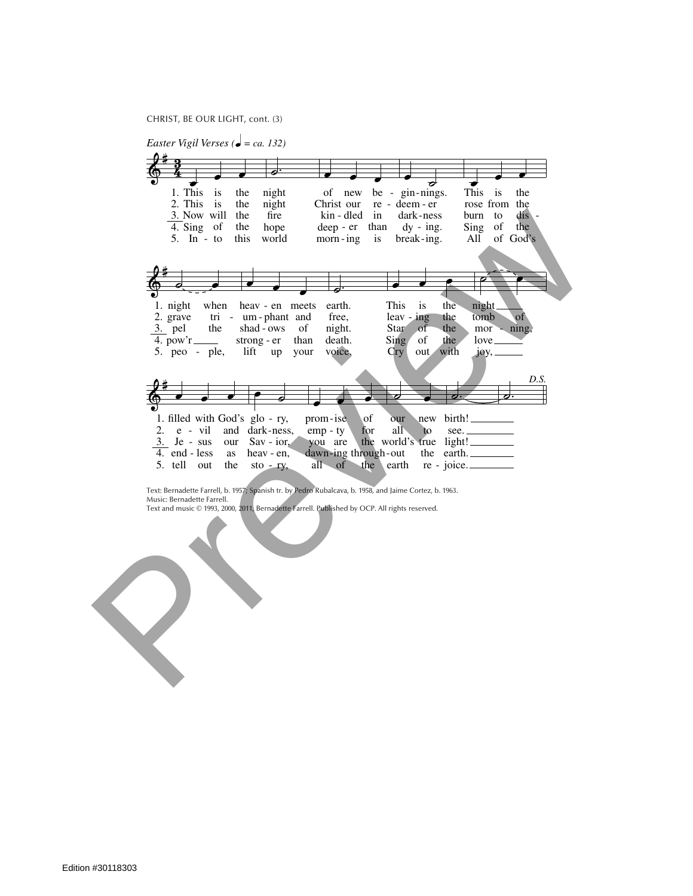CHRIST, BE OUR LIGHT, cont. (3)

*Easter Vigil Verses (♩ = ca. 132)*

1. This is the night of new be - gin-nings. This is the night when heav - en meets earth. This is the night filled with God's glo - ry, prom-ise of our new birth!
2. This is the night Christ our re - deem - er rose from the grave tri - um - phant and free, leav - ing the tomb of e - vil and dark-ness, emp - ty for all to see.
3. Now will the fire kin - dled in dark-ness burn to dis - pel the shad - ows of night. Star of the mor - ning, Je - sus our Sav - ior, you are the world's true light!
4. Sing of the hope deep - er than dy - ing. Sing of the pow'r strong - er than death. Sing of the love end - less as heav - en, dawn-ing through-out the earth.
5. In - to this world morn - ing is break - ing. All of God's peo - ple, lift up your voice. Cry out with joy, tell out the sto - ry, all of the earth re - joice.

*D.S.*

Text: Bernadette Farrell, b. 1957; Spanish tr. by Pedro Rubalcava, b. 1958, and Jaime Cortez, b. 1963.
Music: Bernadette Farrell.
Text and music © 1993, 2000, 2011, Bernadette Farrell. Published by OCP. All rights reserved.

Edition #30118303